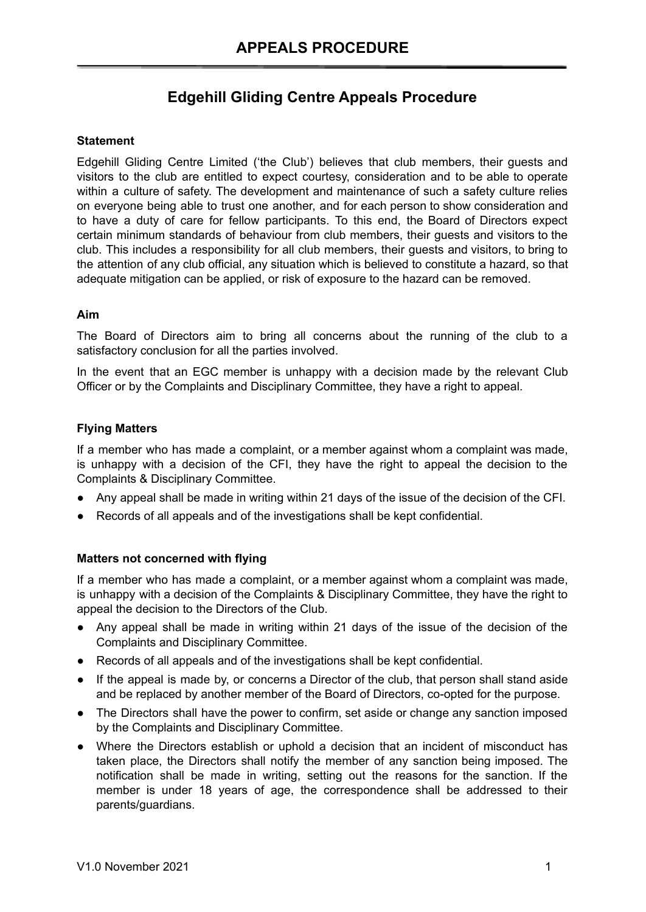# APPEALS PROCEDURE

## Edgehill Gliding Centre Appeals Procedure

**Statement**

Edgehill Gliding Centre Limited ('the Club') believes that club members, their guests and visitors to the club are entitled to expect courtesy, consideration and to be able to operate within a culture of safety. The development and maintenance of such a safety culture relies on everyone being able to trust one another, and for each person to show consideration and to have a duty of care for fellow participants. To this end, the Board of Directors expect certain minimum standards of behaviour from club members, their guests and visitors to the club. This includes a responsibility for all club members, their guests and visitors, to bring to the attention of any club official, any situation which is believed to constitute a hazard, so that adequate mitigation can be applied, or risk of exposure to the hazard can be removed.

**Aim**

The Board of Directors aim to bring all concerns about the running of the club to a satisfactory conclusion for all the parties involved.

In the event that an EGC member is unhappy with a decision made by the relevant Club Officer or by the Complaints and Disciplinary Committee, they have a right to appeal.

**Flying Matters**

If a member who has made a complaint, or a member against whom a complaint was made, is unhappy with a decision of the CFI, they have the right to appeal the decision to the Complaints & Disciplinary Committee.

- Any appeal shall be made in writing within 21 days of the issue of the decision of the CFI.
- Records of all appeals and of the investigations shall be kept confidential.

**Matters not concerned with flying**

If a member who has made a complaint, or a member against whom a complaint was made, is unhappy with a decision of the Complaints & Disciplinary Committee, they have the right to appeal the decision to the Directors of the Club.

- Any appeal shall be made in writing within 21 days of the issue of the decision of the Complaints and Disciplinary Committee.
- Records of all appeals and of the investigations shall be kept confidential.
- If the appeal is made by, or concerns a Director of the club, that person shall stand aside and be replaced by another member of the Board of Directors, co-opted for the purpose.
- The Directors shall have the power to confirm, set aside or change any sanction imposed by the Complaints and Disciplinary Committee.
- Where the Directors establish or uphold a decision that an incident of misconduct has taken place, the Directors shall notify the member of any sanction being imposed. The notification shall be made in writing, setting out the reasons for the sanction. If the member is under 18 years of age, the correspondence shall be addressed to their parents/guardians.

V1.0 November 2021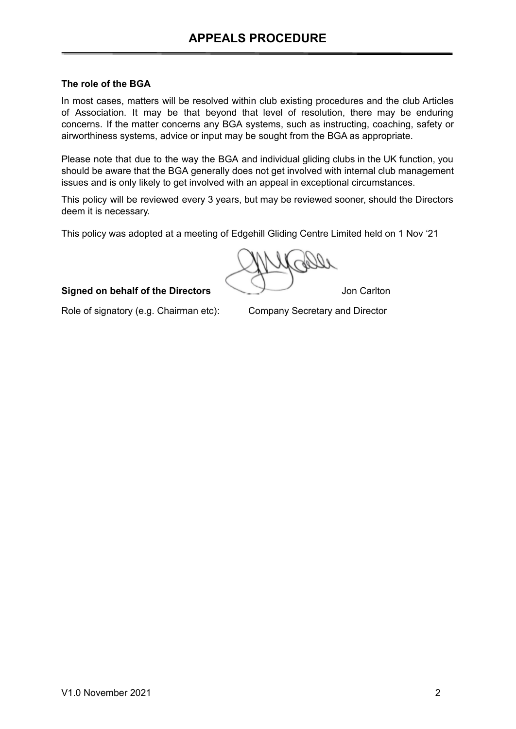# APPEALS PROCEDURE

**The role of the BGA**

In most cases, matters will be resolved within club existing procedures and the club Articles of Association. It may be that beyond that level of resolution, there may be enduring concerns. If the matter concerns any BGA systems, such as instructing, coaching, safety or airworthiness systems, advice or input may be sought from the BGA as appropriate.

Please note that due to the way the BGA and individual gliding clubs in the UK function, you should be aware that the BGA generally does not get involved with internal club management issues and is only likely to get involved with an appeal in exceptional circumstances.

This policy will be reviewed every 3 years, but may be reviewed sooner, should the Directors deem it is necessary.

This policy was adopted at a meeting of Edgehill Gliding Centre Limited held on 1 Nov '21

**Signed on behalf of the Directors** Jon Carlton

Role of signatory (e.g. Chairman etc): Company Secretary and Director

V1.0 November 2021